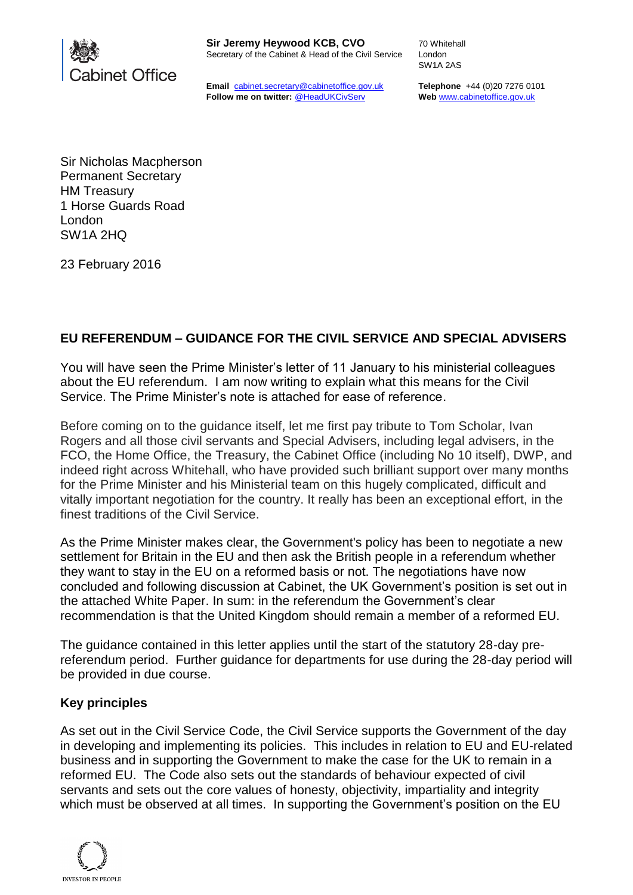Cabinet Office

**Sir Jeremy Heywood KCB, CVO**
Secretary of the Cabinet & Head of the Civil Service

70 Whitehall
London
SW1A 2AS

**Email** cabinet.secretary@cabinetoffice.gov.uk
**Follow me on twitter:** @HeadUKCivServ

**Telephone** +44 (0)20 7276 0101
**Web** www.cabinetoffice.gov.uk

Sir Nicholas Macpherson
Permanent Secretary
HM Treasury
1 Horse Guards Road
London
SW1A 2HQ

23 February 2016

## EU REFERENDUM – GUIDANCE FOR THE CIVIL SERVICE AND SPECIAL ADVISERS

You will have seen the Prime Minister's letter of 11 January to his ministerial colleagues about the EU referendum. I am now writing to explain what this means for the Civil Service. The Prime Minister's note is attached for ease of reference.

Before coming on to the guidance itself, let me first pay tribute to Tom Scholar, Ivan Rogers and all those civil servants and Special Advisers, including legal advisers, in the FCO, the Home Office, the Treasury, the Cabinet Office (including No 10 itself), DWP, and indeed right across Whitehall, who have provided such brilliant support over many months for the Prime Minister and his Ministerial team on this hugely complicated, difficult and vitally important negotiation for the country. It really has been an exceptional effort, in the finest traditions of the Civil Service.

As the Prime Minister makes clear, the Government's policy has been to negotiate a new settlement for Britain in the EU and then ask the British people in a referendum whether they want to stay in the EU on a reformed basis or not. The negotiations have now concluded and following discussion at Cabinet, the UK Government's position is set out in the attached White Paper. In sum: in the referendum the Government's clear recommendation is that the United Kingdom should remain a member of a reformed EU.

The guidance contained in this letter applies until the start of the statutory 28-day pre-referendum period. Further guidance for departments for use during the 28-day period will be provided in due course.

### Key principles

As set out in the Civil Service Code, the Civil Service supports the Government of the day in developing and implementing its policies. This includes in relation to EU and EU-related business and in supporting the Government to make the case for the UK to remain in a reformed EU. The Code also sets out the standards of behaviour expected of civil servants and sets out the core values of honesty, objectivity, impartiality and integrity which must be observed at all times. In supporting the Government's position on the EU

INVESTOR IN PEOPLE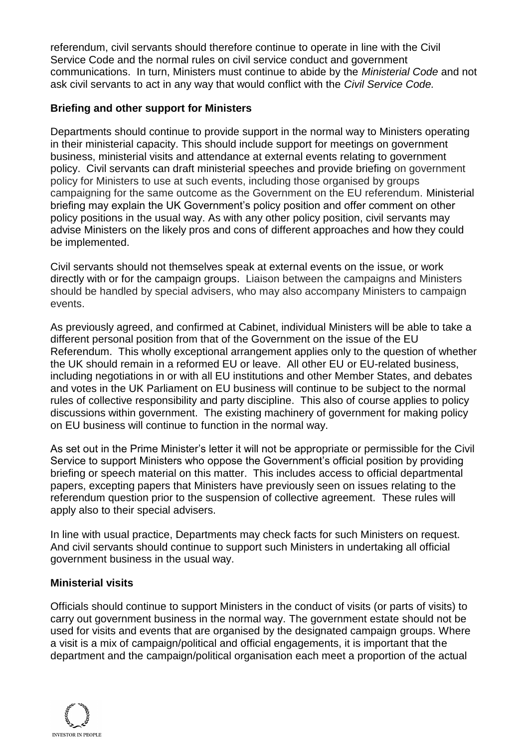referendum, civil servants should therefore continue to operate in line with the Civil Service Code and the normal rules on civil service conduct and government communications. In turn, Ministers must continue to abide by the *Ministerial Code* and not ask civil servants to act in any way that would conflict with the *Civil Service Code.*

**Briefing and other support for Ministers**

Departments should continue to provide support in the normal way to Ministers operating in their ministerial capacity. This should include support for meetings on government business, ministerial visits and attendance at external events relating to government policy. Civil servants can draft ministerial speeches and provide briefing on government policy for Ministers to use at such events, including those organised by groups campaigning for the same outcome as the Government on the EU referendum. Ministerial briefing may explain the UK Government's policy position and offer comment on other policy positions in the usual way. As with any other policy position, civil servants may advise Ministers on the likely pros and cons of different approaches and how they could be implemented.

Civil servants should not themselves speak at external events on the issue, or work directly with or for the campaign groups. Liaison between the campaigns and Ministers should be handled by special advisers, who may also accompany Ministers to campaign events.

As previously agreed, and confirmed at Cabinet, individual Ministers will be able to take a different personal position from that of the Government on the issue of the EU Referendum. This wholly exceptional arrangement applies only to the question of whether the UK should remain in a reformed EU or leave. All other EU or EU-related business, including negotiations in or with all EU institutions and other Member States, and debates and votes in the UK Parliament on EU business will continue to be subject to the normal rules of collective responsibility and party discipline. This also of course applies to policy discussions within government. The existing machinery of government for making policy on EU business will continue to function in the normal way.

As set out in the Prime Minister's letter it will not be appropriate or permissible for the Civil Service to support Ministers who oppose the Government's official position by providing briefing or speech material on this matter. This includes access to official departmental papers, excepting papers that Ministers have previously seen on issues relating to the referendum question prior to the suspension of collective agreement. These rules will apply also to their special advisers.

In line with usual practice, Departments may check facts for such Ministers on request. And civil servants should continue to support such Ministers in undertaking all official government business in the usual way.

**Ministerial visits**

Officials should continue to support Ministers in the conduct of visits (or parts of visits) to carry out government business in the normal way. The government estate should not be used for visits and events that are organised by the designated campaign groups. Where a visit is a mix of campaign/political and official engagements, it is important that the department and the campaign/political organisation each meet a proportion of the actual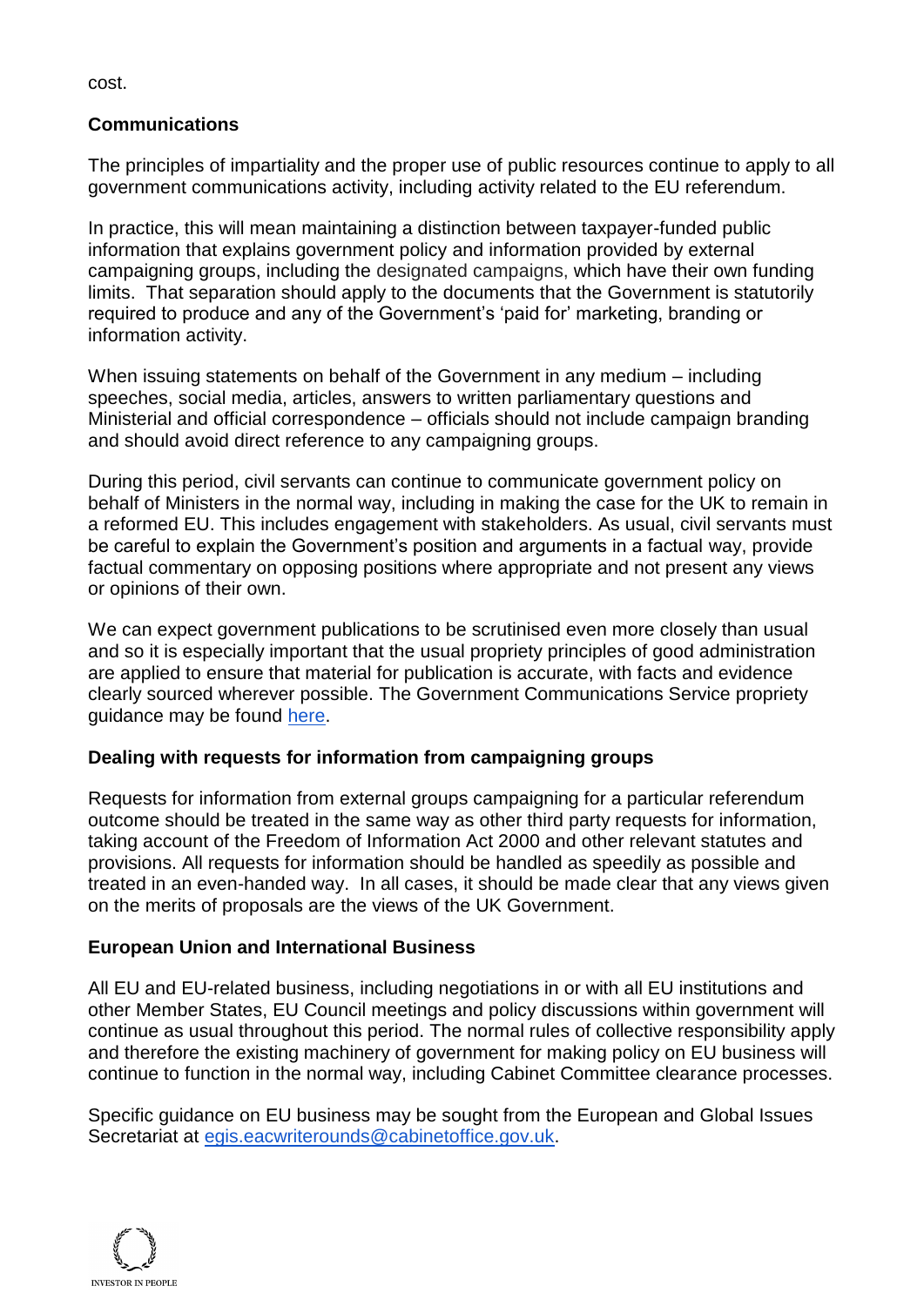cost.

**Communications**

The principles of impartiality and the proper use of public resources continue to apply to all government communications activity, including activity related to the EU referendum.

In practice, this will mean maintaining a distinction between taxpayer-funded public information that explains government policy and information provided by external campaigning groups, including the designated campaigns, which have their own funding limits. That separation should apply to the documents that the Government is statutorily required to produce and any of the Government's 'paid for' marketing, branding or information activity.

When issuing statements on behalf of the Government in any medium – including speeches, social media, articles, answers to written parliamentary questions and Ministerial and official correspondence – officials should not include campaign branding and should avoid direct reference to any campaigning groups.

During this period, civil servants can continue to communicate government policy on behalf of Ministers in the normal way, including in making the case for the UK to remain in a reformed EU. This includes engagement with stakeholders. As usual, civil servants must be careful to explain the Government's position and arguments in a factual way, provide factual commentary on opposing positions where appropriate and not present any views or opinions of their own.

We can expect government publications to be scrutinised even more closely than usual and so it is especially important that the usual propriety principles of good administration are applied to ensure that material for publication is accurate, with facts and evidence clearly sourced wherever possible. The Government Communications Service propriety guidance may be found here.

**Dealing with requests for information from campaigning groups**

Requests for information from external groups campaigning for a particular referendum outcome should be treated in the same way as other third party requests for information, taking account of the Freedom of Information Act 2000 and other relevant statutes and provisions. All requests for information should be handled as speedily as possible and treated in an even-handed way. In all cases, it should be made clear that any views given on the merits of proposals are the views of the UK Government.

**European Union and International Business**

All EU and EU-related business, including negotiations in or with all EU institutions and other Member States, EU Council meetings and policy discussions within government will continue as usual throughout this period. The normal rules of collective responsibility apply and therefore the existing machinery of government for making policy on EU business will continue to function in the normal way, including Cabinet Committee clearance processes.

Specific guidance on EU business may be sought from the European and Global Issues Secretariat at egis.eacwriterounds@cabinetoffice.gov.uk.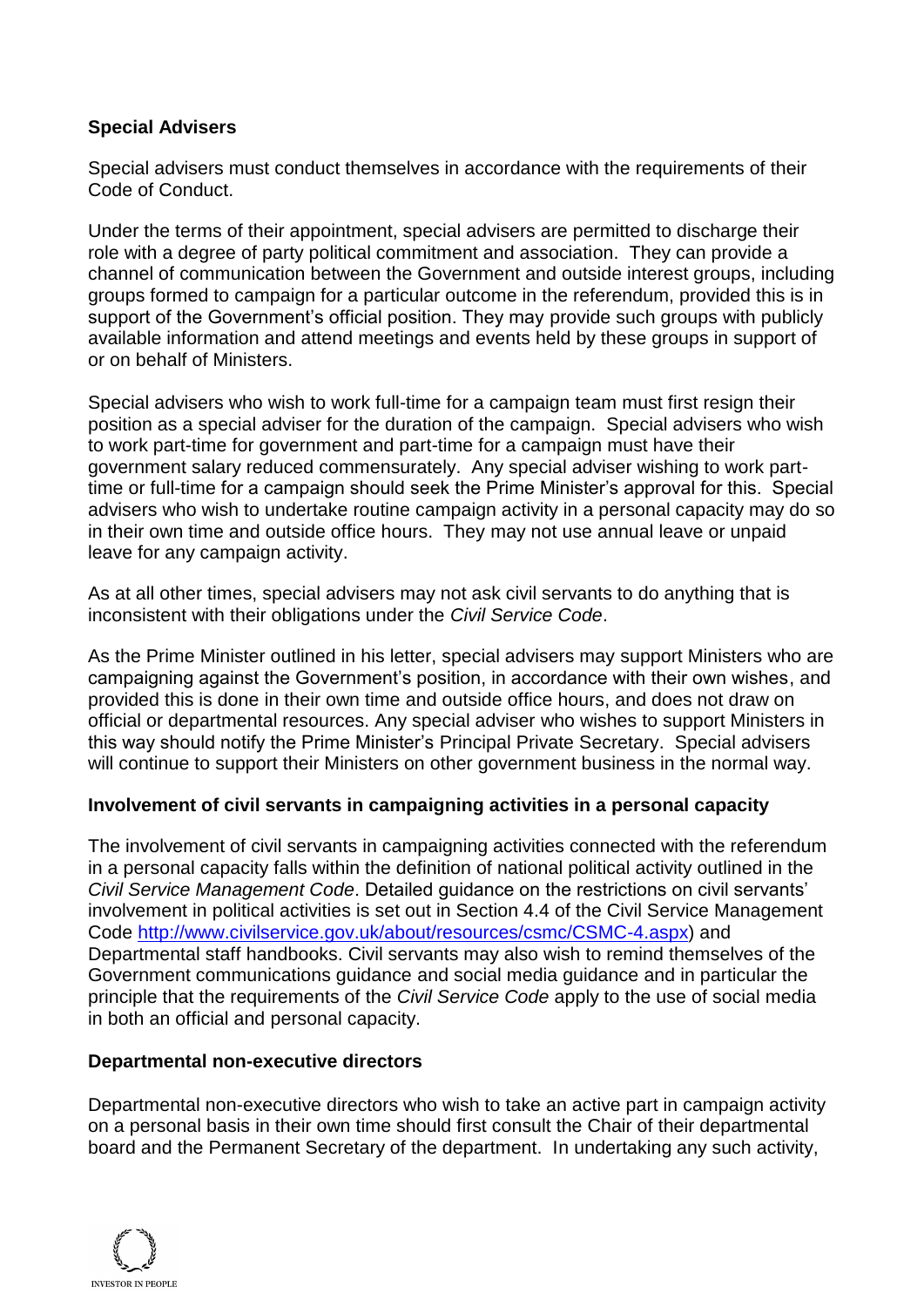**Special Advisers**

Special advisers must conduct themselves in accordance with the requirements of their Code of Conduct.

Under the terms of their appointment, special advisers are permitted to discharge their role with a degree of party political commitment and association. They can provide a channel of communication between the Government and outside interest groups, including groups formed to campaign for a particular outcome in the referendum, provided this is in support of the Government's official position. They may provide such groups with publicly available information and attend meetings and events held by these groups in support of or on behalf of Ministers.

Special advisers who wish to work full-time for a campaign team must first resign their position as a special adviser for the duration of the campaign. Special advisers who wish to work part-time for government and part-time for a campaign must have their government salary reduced commensurately. Any special adviser wishing to work part-time or full-time for a campaign should seek the Prime Minister's approval for this. Special advisers who wish to undertake routine campaign activity in a personal capacity may do so in their own time and outside office hours. They may not use annual leave or unpaid leave for any campaign activity.

As at all other times, special advisers may not ask civil servants to do anything that is inconsistent with their obligations under the *Civil Service Code*.

As the Prime Minister outlined in his letter, special advisers may support Ministers who are campaigning against the Government's position, in accordance with their own wishes, and provided this is done in their own time and outside office hours, and does not draw on official or departmental resources. Any special adviser who wishes to support Ministers in this way should notify the Prime Minister's Principal Private Secretary. Special advisers will continue to support their Ministers on other government business in the normal way.

**Involvement of civil servants in campaigning activities in a personal capacity**

The involvement of civil servants in campaigning activities connected with the referendum in a personal capacity falls within the definition of national political activity outlined in the *Civil Service Management Code*. Detailed guidance on the restrictions on civil servants' involvement in political activities is set out in Section 4.4 of the Civil Service Management Code [http://www.civilservice.gov.uk/about/resources/csmc/CSMC-4.aspx](http://www.civilservice.gov.uk/about/resources/csmc/CSMC-4.aspx)) and Departmental staff handbooks. Civil servants may also wish to remind themselves of the Government communications guidance and social media guidance and in particular the principle that the requirements of the *Civil Service Code* apply to the use of social media in both an official and personal capacity.

**Departmental non-executive directors**

Departmental non-executive directors who wish to take an active part in campaign activity on a personal basis in their own time should first consult the Chair of their departmental board and the Permanent Secretary of the department. In undertaking any such activity,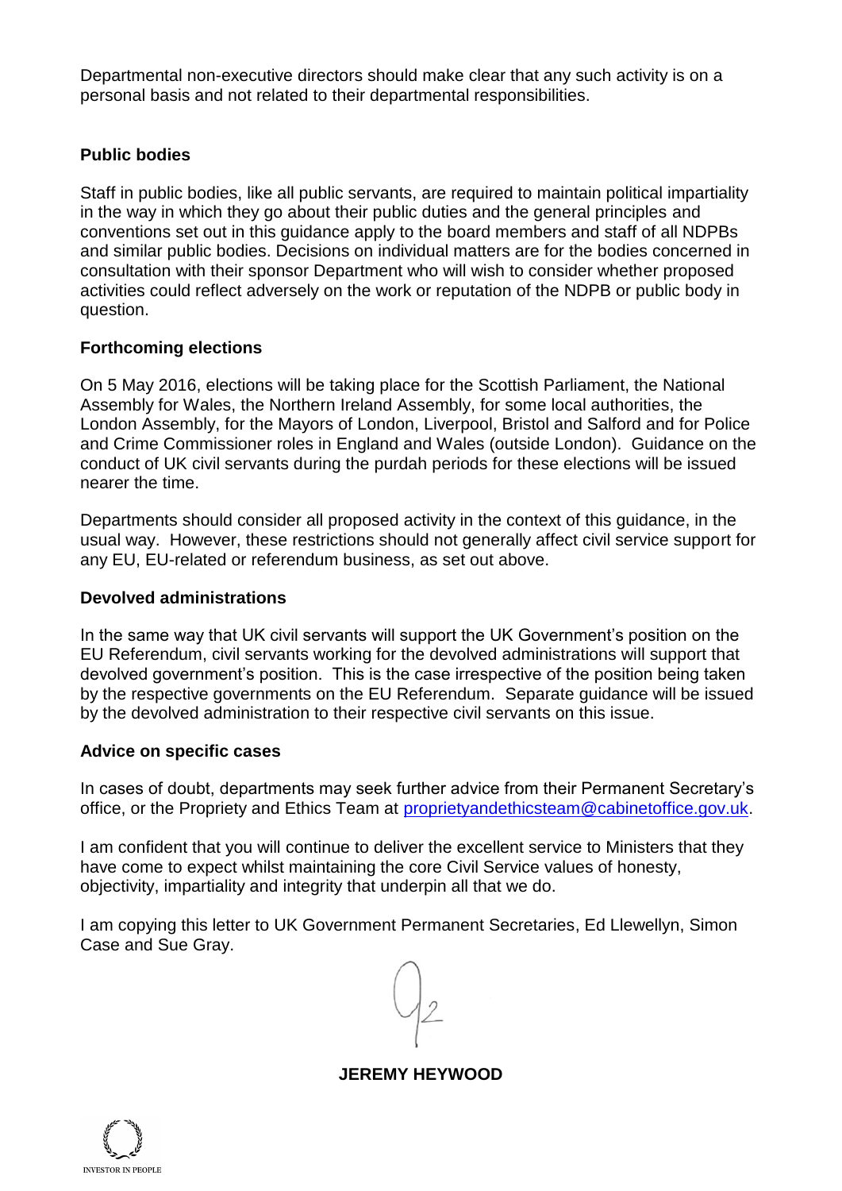Departmental non-executive directors should make clear that any such activity is on a personal basis and not related to their departmental responsibilities.

**Public bodies**

Staff in public bodies, like all public servants, are required to maintain political impartiality in the way in which they go about their public duties and the general principles and conventions set out in this guidance apply to the board members and staff of all NDPBs and similar public bodies. Decisions on individual matters are for the bodies concerned in consultation with their sponsor Department who will wish to consider whether proposed activities could reflect adversely on the work or reputation of the NDPB or public body in question.

**Forthcoming elections**

On 5 May 2016, elections will be taking place for the Scottish Parliament, the National Assembly for Wales, the Northern Ireland Assembly, for some local authorities, the London Assembly, for the Mayors of London, Liverpool, Bristol and Salford and for Police and Crime Commissioner roles in England and Wales (outside London). Guidance on the conduct of UK civil servants during the purdah periods for these elections will be issued nearer the time.

Departments should consider all proposed activity in the context of this guidance, in the usual way. However, these restrictions should not generally affect civil service support for any EU, EU-related or referendum business, as set out above.

**Devolved administrations**

In the same way that UK civil servants will support the UK Government's position on the EU Referendum, civil servants working for the devolved administrations will support that devolved government's position. This is the case irrespective of the position being taken by the respective governments on the EU Referendum. Separate guidance will be issued by the devolved administration to their respective civil servants on this issue.

**Advice on specific cases**

In cases of doubt, departments may seek further advice from their Permanent Secretary's office, or the Propriety and Ethics Team at proprietyandethicsteam@cabinetoffice.gov.uk.

I am confident that you will continue to deliver the excellent service to Ministers that they have come to expect whilst maintaining the core Civil Service values of honesty, objectivity, impartiality and integrity that underpin all that we do.

I am copying this letter to UK Government Permanent Secretaries, Ed Llewellyn, Simon Case and Sue Gray.

**JEREMY HEYWOOD**

INVESTOR IN PEOPLE